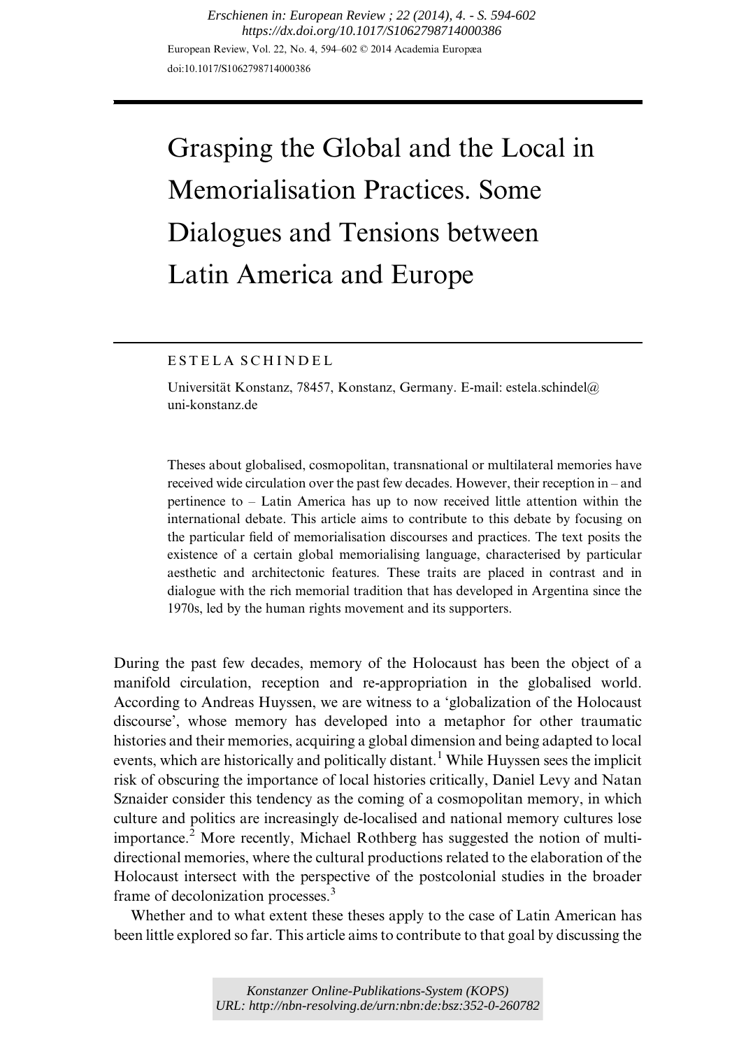# Grasping the Global and the Local in Memorialisation Practices. Some Dialogues and Tensions between Latin America and Europe

ESTELA SCHINDEL

Universität Konstanz, 78457, Konstanz, Germany. E-mail: estela.schindel@uni-konstanz.de

Theses about globalised, cosmopolitan, transnational or multilateral memories have received wide circulation over the past few decades. However, their reception in – and pertinence to – Latin America has up to now received little attention within the international debate. This article aims to contribute to this debate by focusing on the particular field of memorialisation discourses and practices. The text posits the existence of a certain global memorialising language, characterised by particular aesthetic and architectonic features. These traits are placed in contrast and in dialogue with the rich memorial tradition that has developed in Argentina since the 1970s, led by the human rights movement and its supporters.

During the past few decades, memory of the Holocaust has been the object of a manifold circulation, reception and re-appropriation in the globalised world. According to Andreas Huyssen, we are witness to a 'globalization of the Holocaust discourse', whose memory has developed into a metaphor for other traumatic histories and their memories, acquiring a global dimension and being adapted to local events, which are historically and politically distant.[1] While Huyssen sees the implicit risk of obscuring the importance of local histories critically, Daniel Levy and Natan Sznaider consider this tendency as the coming of a cosmopolitan memory, in which culture and politics are increasingly de-localised and national memory cultures lose importance.[2] More recently, Michael Rothberg has suggested the notion of multi-directional memories, where the cultural productions related to the elaboration of the Holocaust intersect with the perspective of the postcolonial studies in the broader frame of decolonization processes.[3]

Whether and to what extent these theses apply to the case of Latin American has been little explored so far. This article aims to contribute to that goal by discussing the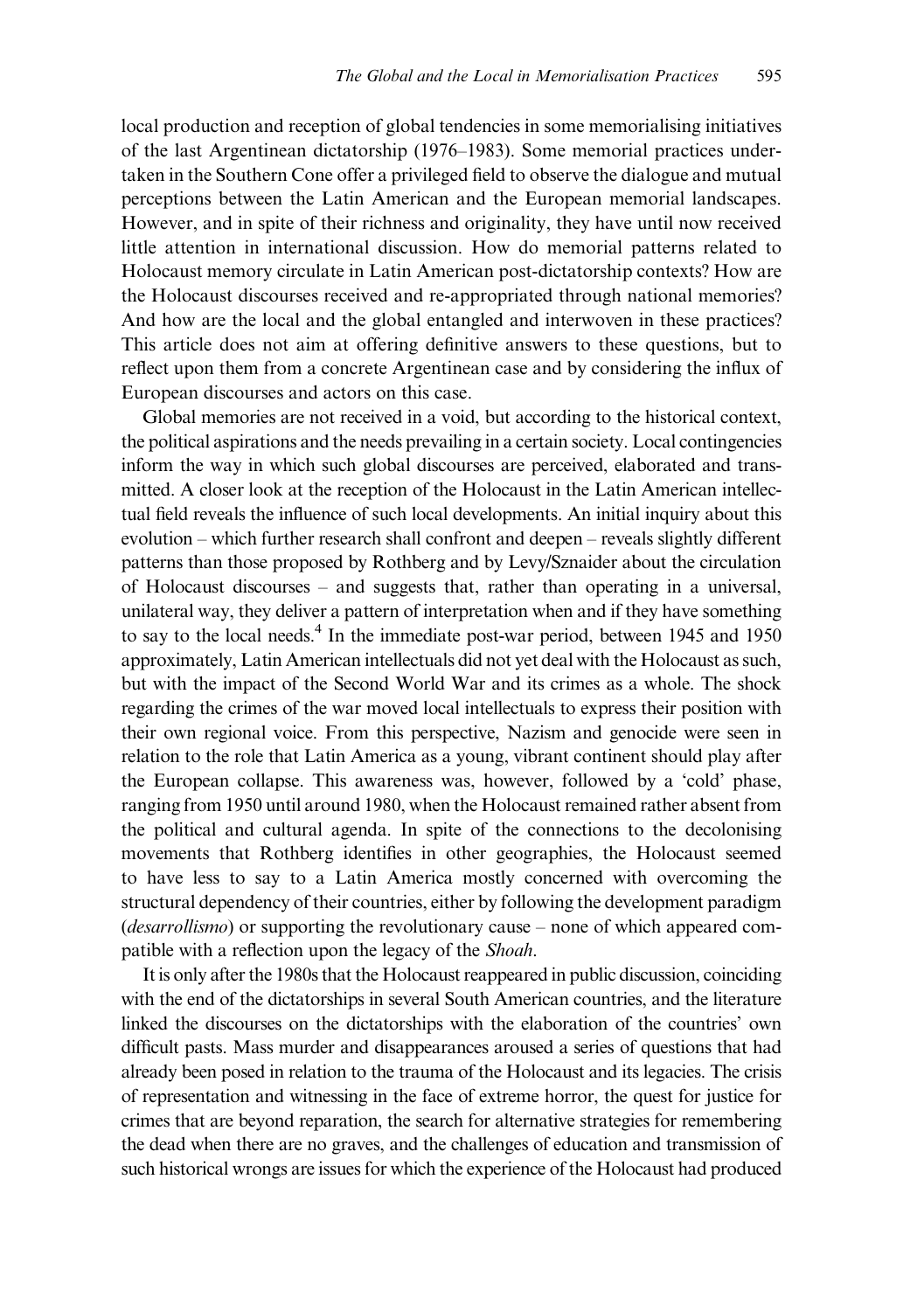local production and reception of global tendencies in some memorialising initiatives of the last Argentinean dictatorship (1976–1983). Some memorial practices undertaken in the Southern Cone offer a privileged field to observe the dialogue and mutual perceptions between the Latin American and the European memorial landscapes. However, and in spite of their richness and originality, they have until now received little attention in international discussion. How do memorial patterns related to Holocaust memory circulate in Latin American post-dictatorship contexts? How are the Holocaust discourses received and re-appropriated through national memories? And how are the local and the global entangled and interwoven in these practices? This article does not aim at offering definitive answers to these questions, but to reflect upon them from a concrete Argentinean case and by considering the influx of European discourses and actors on this case.

Global memories are not received in a void, but according to the historical context, the political aspirations and the needs prevailing in a certain society. Local contingencies inform the way in which such global discourses are perceived, elaborated and transmitted. A closer look at the reception of the Holocaust in the Latin American intellectual field reveals the influence of such local developments. An initial inquiry about this evolution – which further research shall confront and deepen – reveals slightly different patterns than those proposed by Rothberg and by Levy/Sznaider about the circulation of Holocaust discourses – and suggests that, rather than operating in a universal, unilateral way, they deliver a pattern of interpretation when and if they have something to say to the local needs.[4] In the immediate post-war period, between 1945 and 1950 approximately, Latin American intellectuals did not yet deal with the Holocaust as such, but with the impact of the Second World War and its crimes as a whole. The shock regarding the crimes of the war moved local intellectuals to express their position with their own regional voice. From this perspective, Nazism and genocide were seen in relation to the role that Latin America as a young, vibrant continent should play after the European collapse. This awareness was, however, followed by a 'cold' phase, ranging from 1950 until around 1980, when the Holocaust remained rather absent from the political and cultural agenda. In spite of the connections to the decolonising movements that Rothberg identifies in other geographies, the Holocaust seemed to have less to say to a Latin America mostly concerned with overcoming the structural dependency of their countries, either by following the development paradigm (*desarrollismo*) or supporting the revolutionary cause – none of which appeared compatible with a reflection upon the legacy of the *Shoah*.

It is only after the 1980s that the Holocaust reappeared in public discussion, coinciding with the end of the dictatorships in several South American countries, and the literature linked the discourses on the dictatorships with the elaboration of the countries' own difficult pasts. Mass murder and disappearances aroused a series of questions that had already been posed in relation to the trauma of the Holocaust and its legacies. The crisis of representation and witnessing in the face of extreme horror, the quest for justice for crimes that are beyond reparation, the search for alternative strategies for remembering the dead when there are no graves, and the challenges of education and transmission of such historical wrongs are issues for which the experience of the Holocaust had produced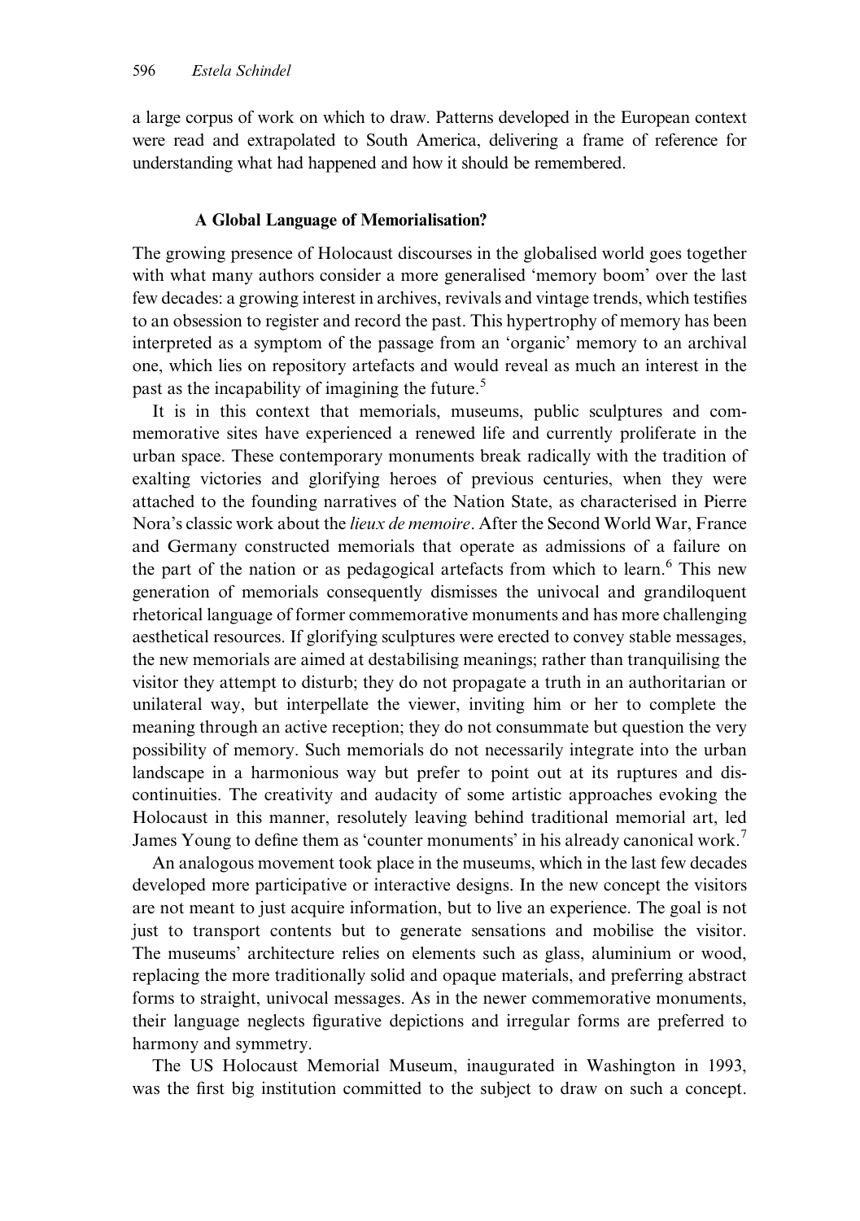a large corpus of work on which to draw. Patterns developed in the European context were read and extrapolated to South America, delivering a frame of reference for understanding what had happened and how it should be remembered.

### A Global Language of Memorialisation?

The growing presence of Holocaust discourses in the globalised world goes together with what many authors consider a more generalised 'memory boom' over the last few decades: a growing interest in archives, revivals and vintage trends, which testifies to an obsession to register and record the past. This hypertrophy of memory has been interpreted as a symptom of the passage from an 'organic' memory to an archival one, which lies on repository artefacts and would reveal as much an interest in the past as the incapability of imagining the future.[5]

It is in this context that memorials, museums, public sculptures and commemorative sites have experienced a renewed life and currently proliferate in the urban space. These contemporary monuments break radically with the tradition of exalting victories and glorifying heroes of previous centuries, when they were attached to the founding narratives of the Nation State, as characterised in Pierre Nora's classic work about the *lieux de memoire*. After the Second World War, France and Germany constructed memorials that operate as admissions of a failure on the part of the nation or as pedagogical artefacts from which to learn.[6] This new generation of memorials consequently dismisses the univocal and grandiloquent rhetorical language of former commemorative monuments and has more challenging aesthetical resources. If glorifying sculptures were erected to convey stable messages, the new memorials are aimed at destabilising meanings; rather than tranquilising the visitor they attempt to disturb; they do not propagate a truth in an authoritarian or unilateral way, but interpellate the viewer, inviting him or her to complete the meaning through an active reception; they do not consummate but question the very possibility of memory. Such memorials do not necessarily integrate into the urban landscape in a harmonious way but prefer to point out at its ruptures and discontinuities. The creativity and audacity of some artistic approaches evoking the Holocaust in this manner, resolutely leaving behind traditional memorial art, led James Young to define them as 'counter monuments' in his already canonical work.[7]

An analogous movement took place in the museums, which in the last few decades developed more participative or interactive designs. In the new concept the visitors are not meant to just acquire information, but to live an experience. The goal is not just to transport contents but to generate sensations and mobilise the visitor. The museums' architecture relies on elements such as glass, aluminium or wood, replacing the more traditionally solid and opaque materials, and preferring abstract forms to straight, univocal messages. As in the newer commemorative monuments, their language neglects figurative depictions and irregular forms are preferred to harmony and symmetry.

The US Holocaust Memorial Museum, inaugurated in Washington in 1993, was the first big institution committed to the subject to draw on such a concept.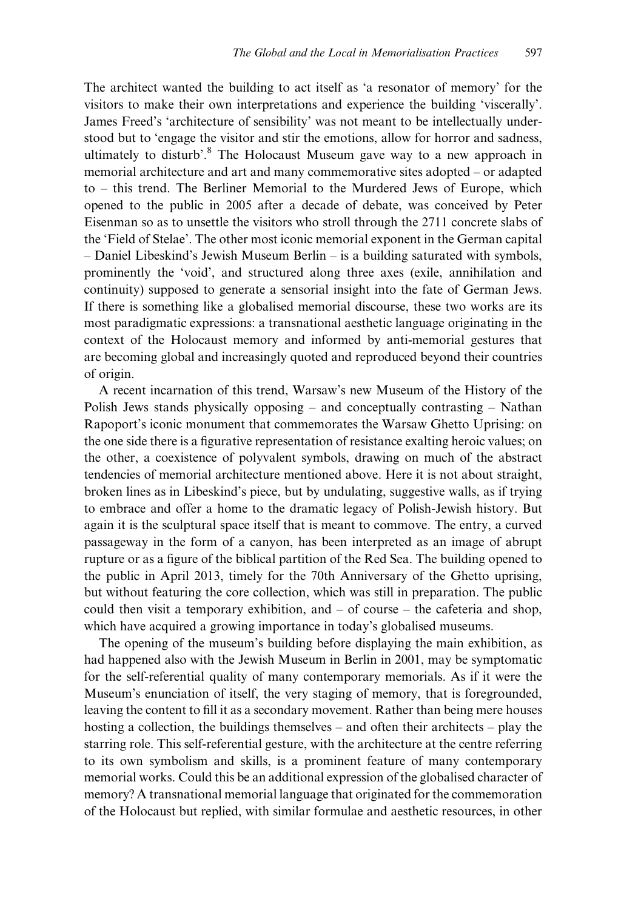The architect wanted the building to act itself as 'a resonator of memory' for the visitors to make their own interpretations and experience the building 'viscerally'. James Freed's 'architecture of sensibility' was not meant to be intellectually understood but to 'engage the visitor and stir the emotions, allow for horror and sadness, ultimately to disturb'.[8] The Holocaust Museum gave way to a new approach in memorial architecture and art and many commemorative sites adopted – or adapted to – this trend. The Berliner Memorial to the Murdered Jews of Europe, which opened to the public in 2005 after a decade of debate, was conceived by Peter Eisenman so as to unsettle the visitors who stroll through the 2711 concrete slabs of the 'Field of Stelae'. The other most iconic memorial exponent in the German capital – Daniel Libeskind's Jewish Museum Berlin – is a building saturated with symbols, prominently the 'void', and structured along three axes (exile, annihilation and continuity) supposed to generate a sensorial insight into the fate of German Jews. If there is something like a globalised memorial discourse, these two works are its most paradigmatic expressions: a transnational aesthetic language originating in the context of the Holocaust memory and informed by anti-memorial gestures that are becoming global and increasingly quoted and reproduced beyond their countries of origin.

A recent incarnation of this trend, Warsaw's new Museum of the History of the Polish Jews stands physically opposing – and conceptually contrasting – Nathan Rapoport's iconic monument that commemorates the Warsaw Ghetto Uprising: on the one side there is a figurative representation of resistance exalting heroic values; on the other, a coexistence of polyvalent symbols, drawing on much of the abstract tendencies of memorial architecture mentioned above. Here it is not about straight, broken lines as in Libeskind's piece, but by undulating, suggestive walls, as if trying to embrace and offer a home to the dramatic legacy of Polish-Jewish history. But again it is the sculptural space itself that is meant to commove. The entry, a curved passageway in the form of a canyon, has been interpreted as an image of abrupt rupture or as a figure of the biblical partition of the Red Sea. The building opened to the public in April 2013, timely for the 70th Anniversary of the Ghetto uprising, but without featuring the core collection, which was still in preparation. The public could then visit a temporary exhibition, and – of course – the cafeteria and shop, which have acquired a growing importance in today's globalised museums.

The opening of the museum's building before displaying the main exhibition, as had happened also with the Jewish Museum in Berlin in 2001, may be symptomatic for the self-referential quality of many contemporary memorials. As if it were the Museum's enunciation of itself, the very staging of memory, that is foregrounded, leaving the content to fill it as a secondary movement. Rather than being mere houses hosting a collection, the buildings themselves – and often their architects – play the starring role. This self-referential gesture, with the architecture at the centre referring to its own symbolism and skills, is a prominent feature of many contemporary memorial works. Could this be an additional expression of the globalised character of memory? A transnational memorial language that originated for the commemoration of the Holocaust but replied, with similar formulae and aesthetic resources, in other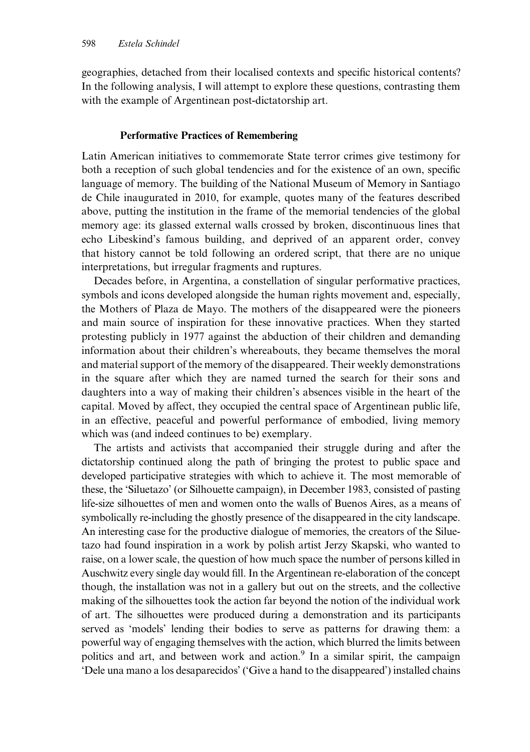geographies, detached from their localised contexts and specific historical contents? In the following analysis, I will attempt to explore these questions, contrasting them with the example of Argentinean post-dictatorship art.

### Performative Practices of Remembering

Latin American initiatives to commemorate State terror crimes give testimony for both a reception of such global tendencies and for the existence of an own, specific language of memory. The building of the National Museum of Memory in Santiago de Chile inaugurated in 2010, for example, quotes many of the features described above, putting the institution in the frame of the memorial tendencies of the global memory age: its glassed external walls crossed by broken, discontinuous lines that echo Libeskind's famous building, and deprived of an apparent order, convey that history cannot be told following an ordered script, that there are no unique interpretations, but irregular fragments and ruptures.

Decades before, in Argentina, a constellation of singular performative practices, symbols and icons developed alongside the human rights movement and, especially, the Mothers of Plaza de Mayo. The mothers of the disappeared were the pioneers and main source of inspiration for these innovative practices. When they started protesting publicly in 1977 against the abduction of their children and demanding information about their children's whereabouts, they became themselves the moral and material support of the memory of the disappeared. Their weekly demonstrations in the square after which they are named turned the search for their sons and daughters into a way of making their children's absences visible in the heart of the capital. Moved by affect, they occupied the central space of Argentinean public life, in an effective, peaceful and powerful performance of embodied, living memory which was (and indeed continues to be) exemplary.

The artists and activists that accompanied their struggle during and after the dictatorship continued along the path of bringing the protest to public space and developed participative strategies with which to achieve it. The most memorable of these, the 'Siluetazo' (or Silhouette campaign), in December 1983, consisted of pasting life-size silhouettes of men and women onto the walls of Buenos Aires, as a means of symbolically re-including the ghostly presence of the disappeared in the city landscape. An interesting case for the productive dialogue of memories, the creators of the Siluetazo had found inspiration in a work by polish artist Jerzy Skapski, who wanted to raise, on a lower scale, the question of how much space the number of persons killed in Auschwitz every single day would fill. In the Argentinean re-elaboration of the concept though, the installation was not in a gallery but out on the streets, and the collective making of the silhouettes took the action far beyond the notion of the individual work of art. The silhouettes were produced during a demonstration and its participants served as 'models' lending their bodies to serve as patterns for drawing them: a powerful way of engaging themselves with the action, which blurred the limits between politics and art, and between work and action.[9] In a similar spirit, the campaign 'Dele una mano a los desaparecidos' ('Give a hand to the disappeared') installed chains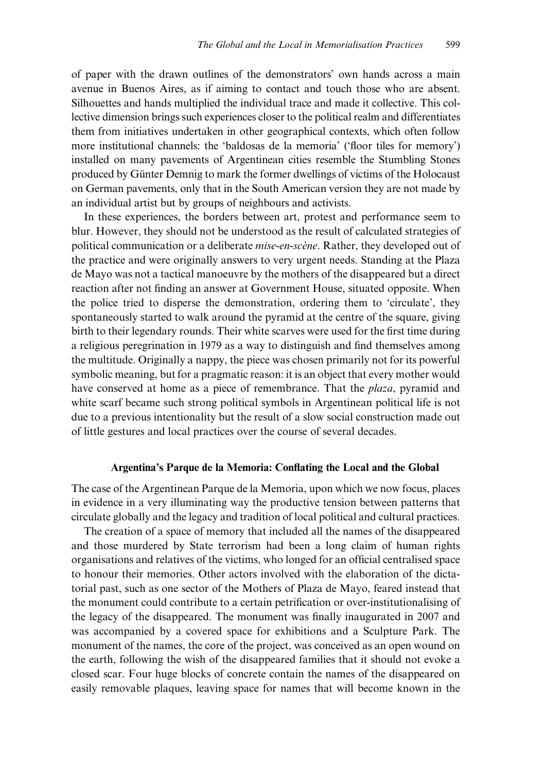of paper with the drawn outlines of the demonstrators' own hands across a main avenue in Buenos Aires, as if aiming to contact and touch those who are absent. Silhouettes and hands multiplied the individual trace and made it collective. This collective dimension brings such experiences closer to the political realm and differentiates them from initiatives undertaken in other geographical contexts, which often follow more institutional channels: the 'baldosas de la memoria' ('floor tiles for memory') installed on many pavements of Argentinean cities resemble the Stumbling Stones produced by Günter Demnig to mark the former dwellings of victims of the Holocaust on German pavements, only that in the South American version they are not made by an individual artist but by groups of neighbours and activists.

In these experiences, the borders between art, protest and performance seem to blur. However, they should not be understood as the result of calculated strategies of political communication or a deliberate *mise-en-scène*. Rather, they developed out of the practice and were originally answers to very urgent needs. Standing at the Plaza de Mayo was not a tactical manoeuvre by the mothers of the disappeared but a direct reaction after not finding an answer at Government House, situated opposite. When the police tried to disperse the demonstration, ordering them to 'circulate', they spontaneously started to walk around the pyramid at the centre of the square, giving birth to their legendary rounds. Their white scarves were used for the first time during a religious peregrination in 1979 as a way to distinguish and find themselves among the multitude. Originally a nappy, the piece was chosen primarily not for its powerful symbolic meaning, but for a pragmatic reason: it is an object that every mother would have conserved at home as a piece of remembrance. That the *plaza*, pyramid and white scarf became such strong political symbols in Argentinean political life is not due to a previous intentionality but the result of a slow social construction made out of little gestures and local practices over the course of several decades.

## Argentina's Parque de la Memoria: Conflating the Local and the Global

The case of the Argentinean Parque de la Memoria, upon which we now focus, places in evidence in a very illuminating way the productive tension between patterns that circulate globally and the legacy and tradition of local political and cultural practices.

The creation of a space of memory that included all the names of the disappeared and those murdered by State terrorism had been a long claim of human rights organisations and relatives of the victims, who longed for an official centralised space to honour their memories. Other actors involved with the elaboration of the dictatorial past, such as one sector of the Mothers of Plaza de Mayo, feared instead that the monument could contribute to a certain petrification or over-institutionalising of the legacy of the disappeared. The monument was finally inaugurated in 2007 and was accompanied by a covered space for exhibitions and a Sculpture Park. The monument of the names, the core of the project, was conceived as an open wound on the earth, following the wish of the disappeared families that it should not evoke a closed scar. Four huge blocks of concrete contain the names of the disappeared on easily removable plaques, leaving space for names that will become known in the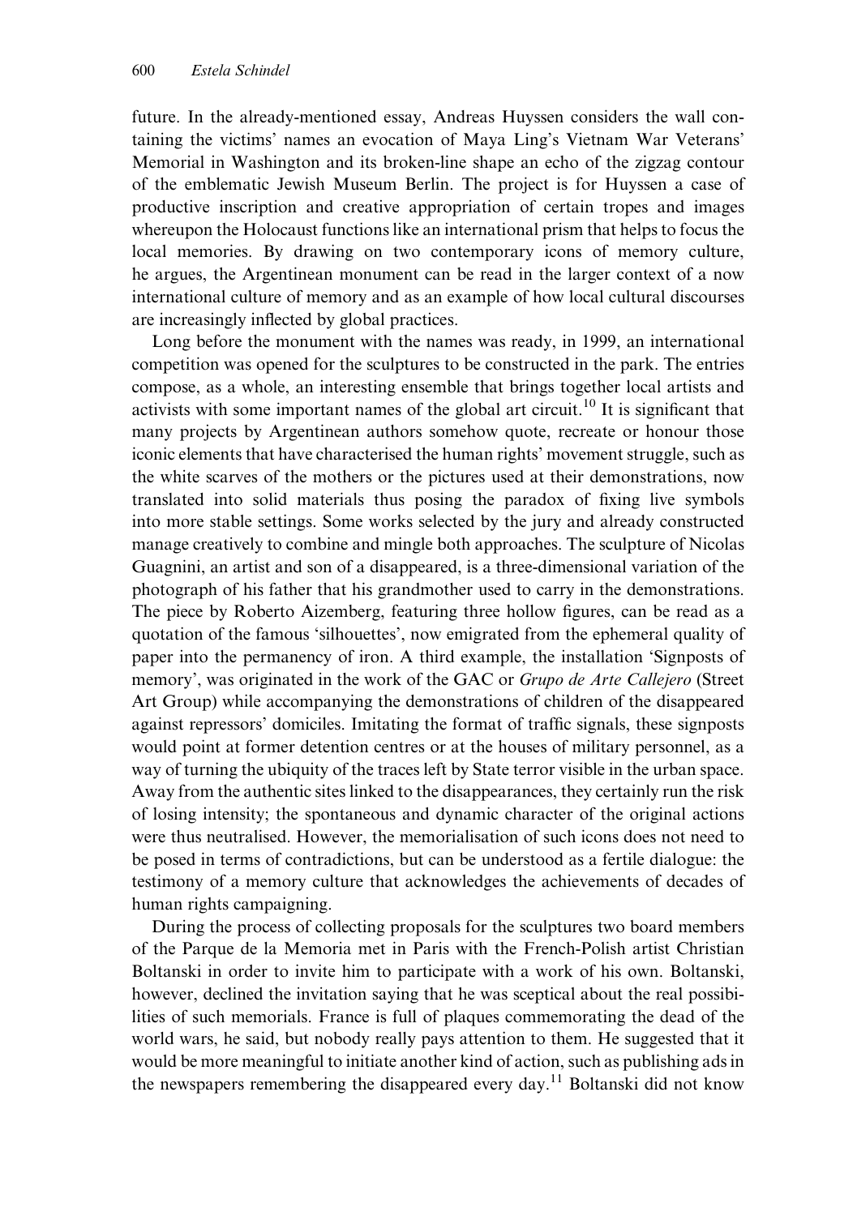future. In the already-mentioned essay, Andreas Huyssen considers the wall containing the victims' names an evocation of Maya Ling's Vietnam War Veterans' Memorial in Washington and its broken-line shape an echo of the zigzag contour of the emblematic Jewish Museum Berlin. The project is for Huyssen a case of productive inscription and creative appropriation of certain tropes and images whereupon the Holocaust functions like an international prism that helps to focus the local memories. By drawing on two contemporary icons of memory culture, he argues, the Argentinean monument can be read in the larger context of a now international culture of memory and as an example of how local cultural discourses are increasingly inflected by global practices.

Long before the monument with the names was ready, in 1999, an international competition was opened for the sculptures to be constructed in the park. The entries compose, as a whole, an interesting ensemble that brings together local artists and activists with some important names of the global art circuit.[10] It is significant that many projects by Argentinean authors somehow quote, recreate or honour those iconic elements that have characterised the human rights' movement struggle, such as the white scarves of the mothers or the pictures used at their demonstrations, now translated into solid materials thus posing the paradox of fixing live symbols into more stable settings. Some works selected by the jury and already constructed manage creatively to combine and mingle both approaches. The sculpture of Nicolas Guagnini, an artist and son of a disappeared, is a three-dimensional variation of the photograph of his father that his grandmother used to carry in the demonstrations. The piece by Roberto Aizemberg, featuring three hollow figures, can be read as a quotation of the famous 'silhouettes', now emigrated from the ephemeral quality of paper into the permanency of iron. A third example, the installation 'Signposts of memory', was originated in the work of the GAC or *Grupo de Arte Callejero* (Street Art Group) while accompanying the demonstrations of children of the disappeared against repressors' domiciles. Imitating the format of traffic signals, these signposts would point at former detention centres or at the houses of military personnel, as a way of turning the ubiquity of the traces left by State terror visible in the urban space. Away from the authentic sites linked to the disappearances, they certainly run the risk of losing intensity; the spontaneous and dynamic character of the original actions were thus neutralised. However, the memorialisation of such icons does not need to be posed in terms of contradictions, but can be understood as a fertile dialogue: the testimony of a memory culture that acknowledges the achievements of decades of human rights campaigning.

During the process of collecting proposals for the sculptures two board members of the Parque de la Memoria met in Paris with the French-Polish artist Christian Boltanski in order to invite him to participate with a work of his own. Boltanski, however, declined the invitation saying that he was sceptical about the real possibilities of such memorials. France is full of plaques commemorating the dead of the world wars, he said, but nobody really pays attention to them. He suggested that it would be more meaningful to initiate another kind of action, such as publishing ads in the newspapers remembering the disappeared every day.[11] Boltanski did not know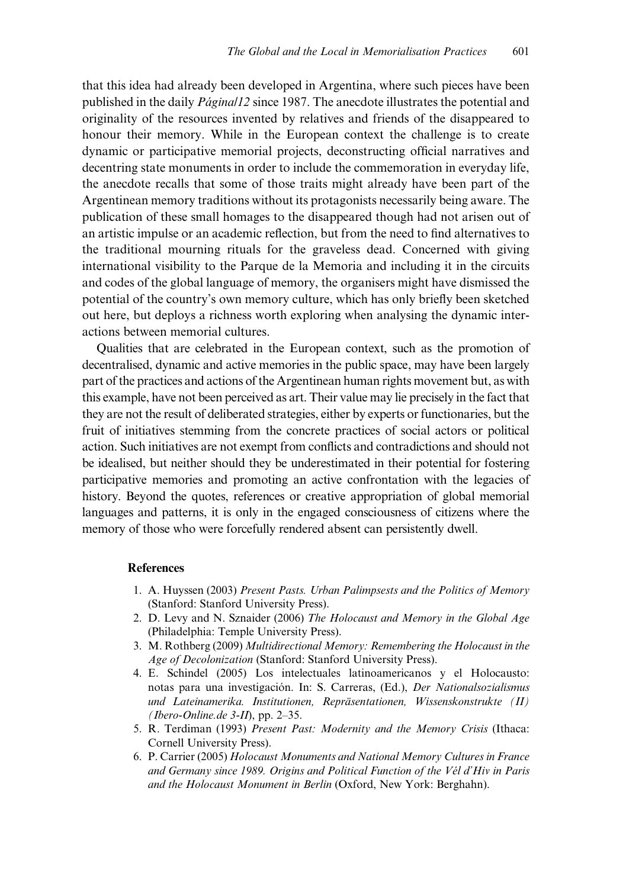that this idea had already been developed in Argentina, where such pieces have been published in the daily *Página/12* since 1987. The anecdote illustrates the potential and originality of the resources invented by relatives and friends of the disappeared to honour their memory. While in the European context the challenge is to create dynamic or participative memorial projects, deconstructing official narratives and decentring state monuments in order to include the commemoration in everyday life, the anecdote recalls that some of those traits might already have been part of the Argentinean memory traditions without its protagonists necessarily being aware. The publication of these small homages to the disappeared though had not arisen out of an artistic impulse or an academic reflection, but from the need to find alternatives to the traditional mourning rituals for the graveless dead. Concerned with giving international visibility to the Parque de la Memoria and including it in the circuits and codes of the global language of memory, the organisers might have dismissed the potential of the country's own memory culture, which has only briefly been sketched out here, but deploys a richness worth exploring when analysing the dynamic interactions between memorial cultures.

Qualities that are celebrated in the European context, such as the promotion of decentralised, dynamic and active memories in the public space, may have been largely part of the practices and actions of the Argentinean human rights movement but, as with this example, have not been perceived as art. Their value may lie precisely in the fact that they are not the result of deliberated strategies, either by experts or functionaries, but the fruit of initiatives stemming from the concrete practices of social actors or political action. Such initiatives are not exempt from conflicts and contradictions and should not be idealised, but neither should they be underestimated in their potential for fostering participative memories and promoting an active confrontation with the legacies of history. Beyond the quotes, references or creative appropriation of global memorial languages and patterns, it is only in the engaged consciousness of citizens where the memory of those who were forcefully rendered absent can persistently dwell.

## References

1. A. Huyssen (2003) *Present Pasts. Urban Palimpsests and the Politics of Memory* (Stanford: Stanford University Press).
2. D. Levy and N. Sznaider (2006) *The Holocaust and Memory in the Global Age* (Philadelphia: Temple University Press).
3. M. Rothberg (2009) *Multidirectional Memory: Remembering the Holocaust in the Age of Decolonization* (Stanford: Stanford University Press).
4. E. Schindel (2005) Los intelectuales latinoamericanos y el Holocausto: notas para una investigación. In: S. Carreras, (Ed.), *Der Nationalsozialismus und Lateinamerika. Institutionen, Repräsentationen, Wissenskonstrukte (II) (Ibero-Online.de 3-II)*, pp. 2–35.
5. R. Terdiman (1993) *Present Past: Modernity and the Memory Crisis* (Ithaca: Cornell University Press).
6. P. Carrier (2005) *Holocaust Monuments and National Memory Cultures in France and Germany since 1989. Origins and Political Function of the Vél d'Hiv in Paris and the Holocaust Monument in Berlin* (Oxford, New York: Berghahn).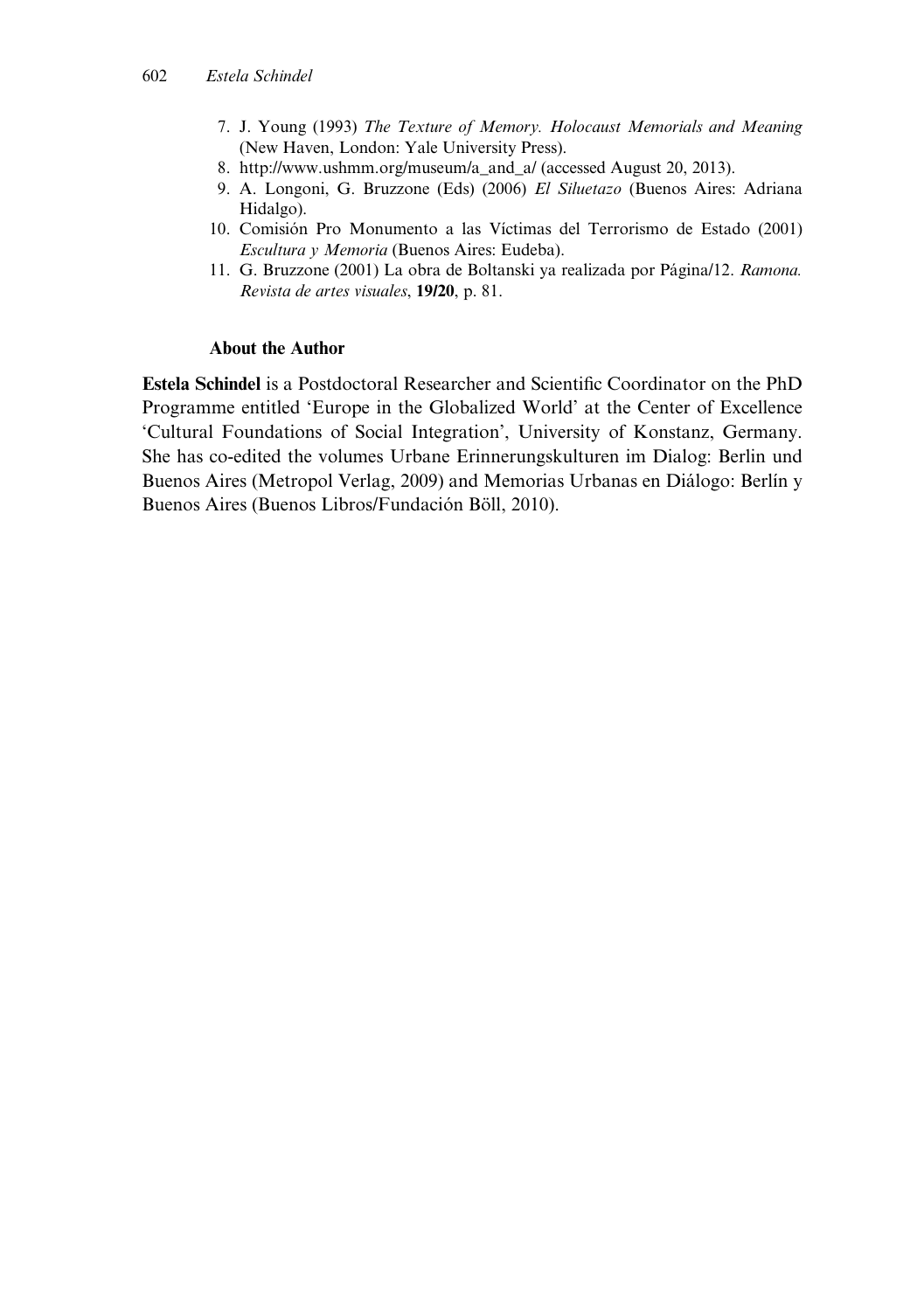7. J. Young (1993) *The Texture of Memory. Holocaust Memorials and Meaning* (New Haven, London: Yale University Press).
8. http://www.ushmm.org/museum/a_and_a/ (accessed August 20, 2013).
9. A. Longoni, G. Bruzzone (Eds) (2006) *El Siluetazo* (Buenos Aires: Adriana Hidalgo).
10. Comisión Pro Monumento a las Víctimas del Terrorismo de Estado (2001) *Escultura y Memoria* (Buenos Aires: Eudeba).
11. G. Bruzzone (2001) La obra de Boltanski ya realizada por Página/12. *Ramona. Revista de artes visuales*, **19/20**, p. 81.

### About the Author

**Estela Schindel** is a Postdoctoral Researcher and Scientific Coordinator on the PhD Programme entitled 'Europe in the Globalized World' at the Center of Excellence 'Cultural Foundations of Social Integration', University of Konstanz, Germany. She has co-edited the volumes Urbane Erinnerungskulturen im Dialog: Berlin und Buenos Aires (Metropol Verlag, 2009) and Memorias Urbanas en Diálogo: Berlín y Buenos Aires (Buenos Libros/Fundación Böll, 2010).